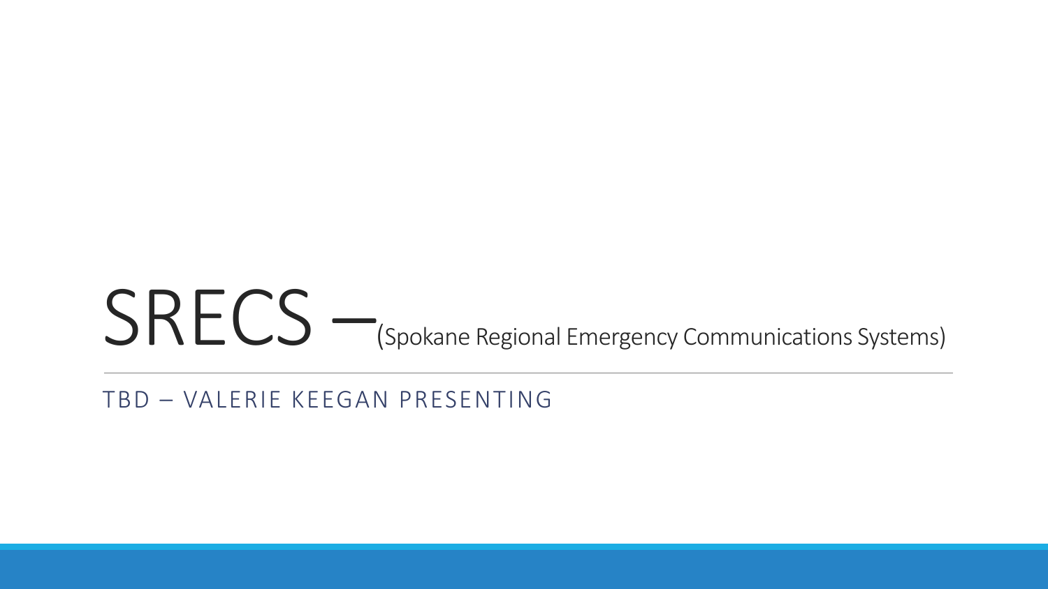# SRECS –(Spokane Regional Emergency Communications Systems)

TBD – VALERIE KEEGAN PRESENTING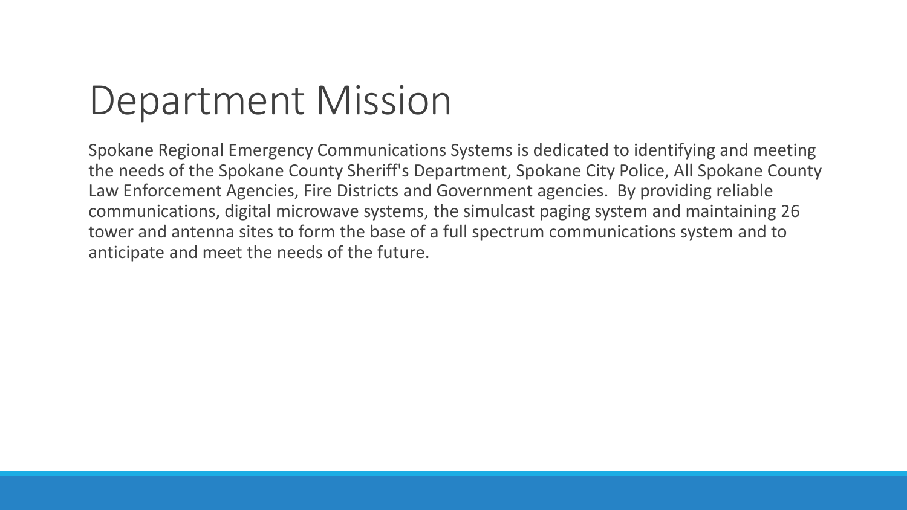# Department Mission

Spokane Regional Emergency Communications Systems is dedicated to identifying and meeting the needs of the Spokane County Sheriff's Department, Spokane City Police, All Spokane County Law Enforcement Agencies, Fire Districts and Government agencies. By providing reliable communications, digital microwave systems, the simulcast paging system and maintaining 26 tower and antenna sites to form the base of a full spectrum communications system and to anticipate and meet the needs of the future.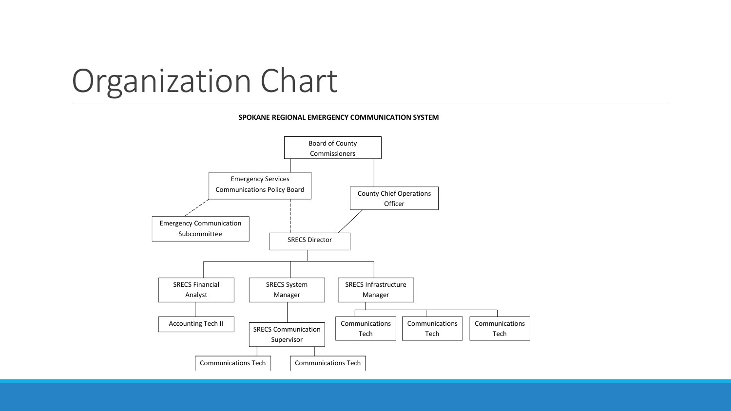# Organization Chart

**SPOKANE REGIONAL EMERGENCY COMMUNICATION SYSTEM**

- Board of County Commissioners
  - Emergency Services Communications Policy Board
    - Emergency Communication Subcommittee (dashed line)
    - SRECS Director (dashed line)
  - County Chief Operations Officer
    - SRECS Director
      - SRECS Financial Analyst
        - Accounting Tech II
      - SRECS System Manager
        - SRECS Communication Supervisor
          - Communications Tech
          - Communications Tech
      - SRECS Infrastructure Manager
        - Communications Tech
        - Communications Tech
        - Communications Tech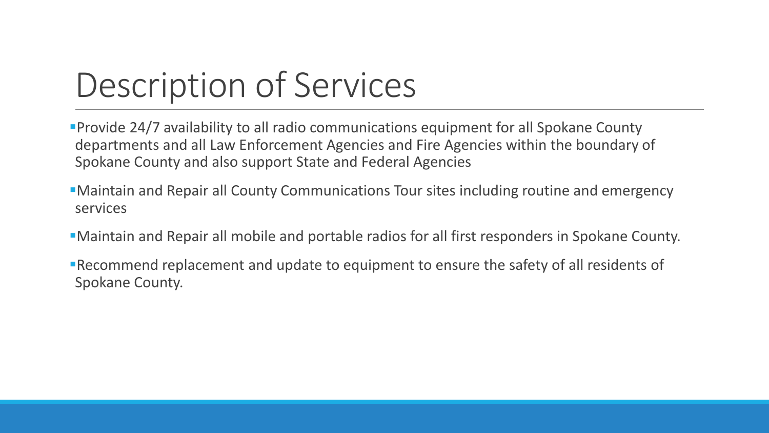# Description of Services

- Provide 24/7 availability to all radio communications equipment for all Spokane County departments and all Law Enforcement Agencies and Fire Agencies within the boundary of Spokane County and also support State and Federal Agencies
- Maintain and Repair all County Communications Tour sites including routine and emergency services
- Maintain and Repair all mobile and portable radios for all first responders in Spokane County.
- Recommend replacement and update to equipment to ensure the safety of all residents of Spokane County.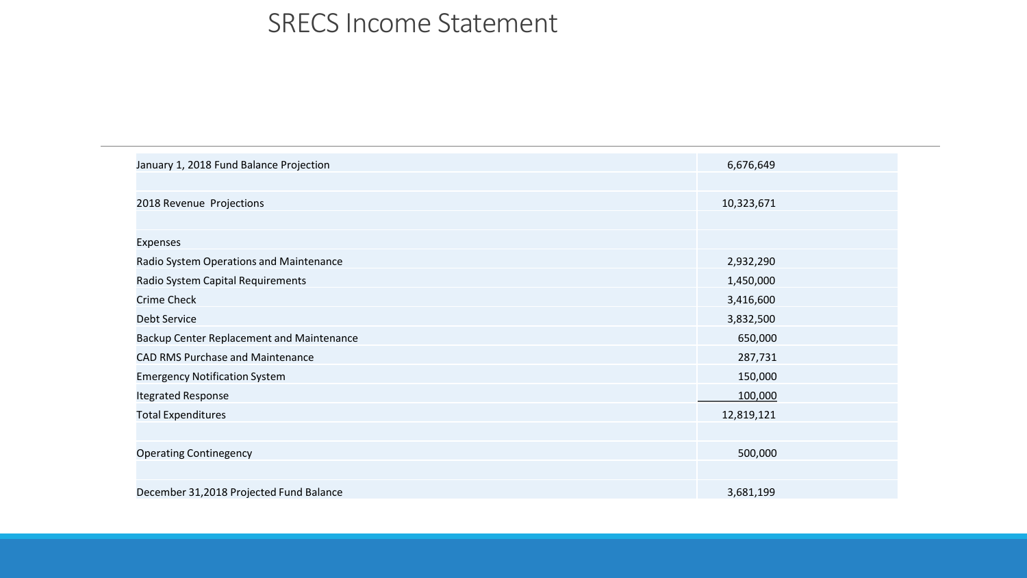# SRECS Income Statement

| | |
|---|---|
| January 1, 2018 Fund Balance Projection | 6,676,649 |
| | |
| 2018 Revenue Projections | 10,323,671 |
| | |
| Expenses | |
| Radio System Operations and Maintenance | 2,932,290 |
| Radio System Capital Requirements | 1,450,000 |
| Crime Check | 3,416,600 |
| Debt Service | 3,832,500 |
| Backup Center Replacement and Maintenance | 650,000 |
| CAD RMS Purchase and Maintenance | 287,731 |
| Emergency Notification System | 150,000 |
| Itegrated Response | 100,000 |
| Total Expenditures | 12,819,121 |
| | |
| Operating Contingency | 500,000 |
| | |
| December 31,2018 Projected Fund Balance | 3,681,199 |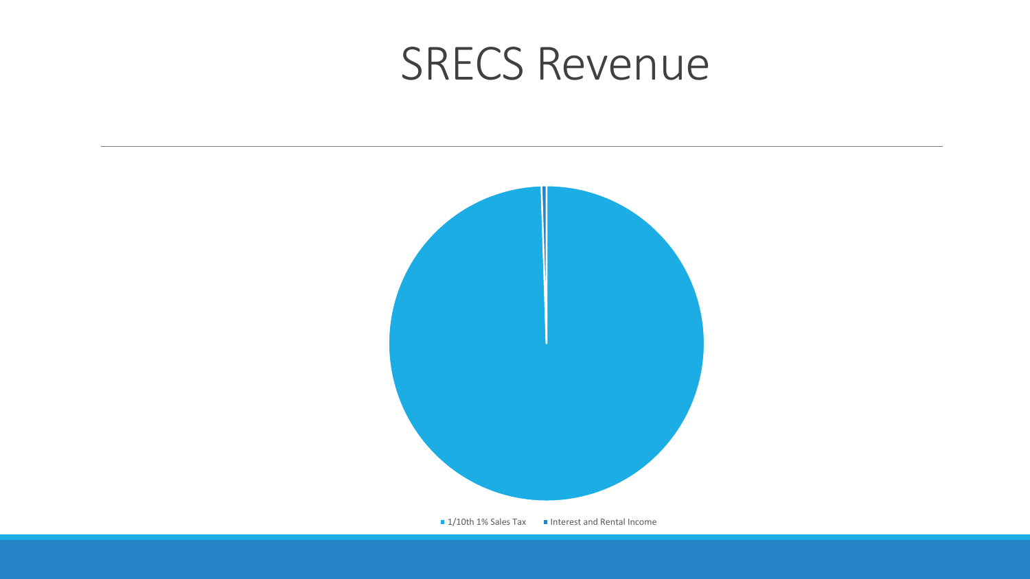# SRECS Revenue

- 1/10th 1% Sales Tax
- Interest and Rental Income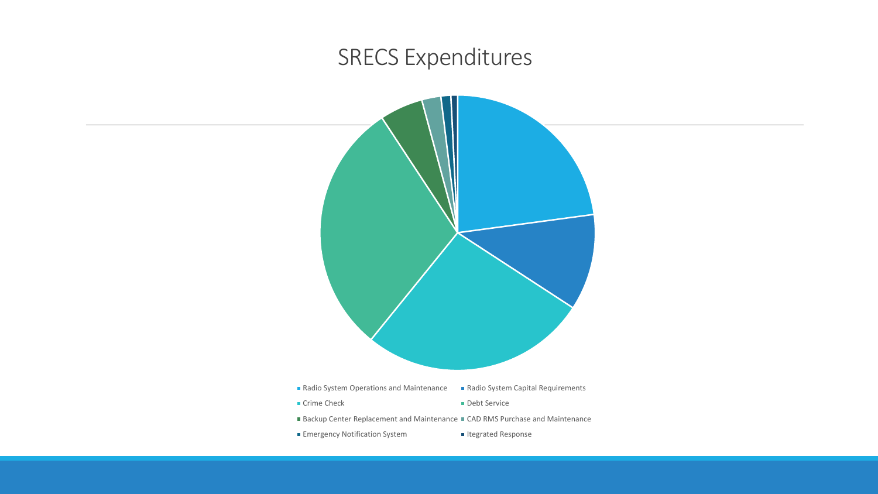# SRECS Expenditures

- Radio System Operations and Maintenance
- Radio System Capital Requirements
- Crime Check
- Debt Service
- Backup Center Replacement and Maintenance
- CAD RMS Purchase and Maintenance
- Emergency Notification System
- Itegrated Response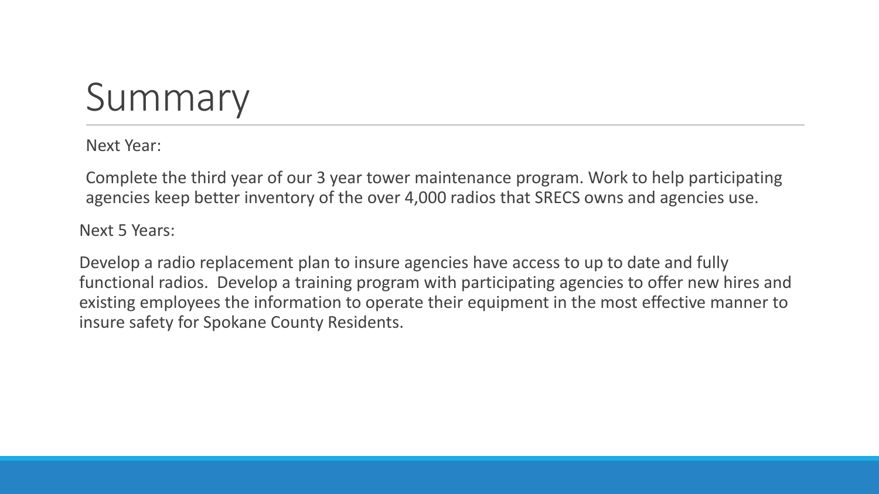# Summary

Next Year:

Complete the third year of our 3 year tower maintenance program. Work to help participating agencies keep better inventory of the over 4,000 radios that SRECS owns and agencies use.

Next 5 Years:

Develop a radio replacement plan to insure agencies have access to up to date and fully functional radios. Develop a training program with participating agencies to offer new hires and existing employees the information to operate their equipment in the most effective manner to insure safety for Spokane County Residents.